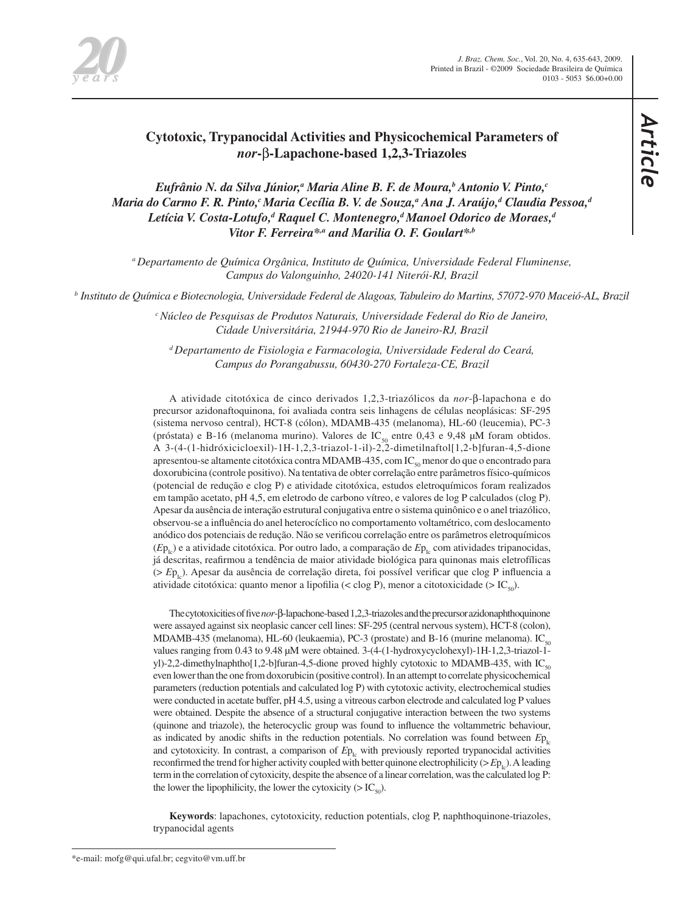# Cytotoxic, Trypanocidal Activities and Physicochemical Parameters of *nor*-β-Lapachone-based 1,2,3-Triazoles

*Eufrânio N. da Silva Júnior,[a] Maria Aline B. F. de Moura,[b] Antonio V. Pinto,[c] Maria do Carmo F. R. Pinto,[c] Maria Cecília B. V. de Souza,[a] Ana J. Araújo,[d] Claudia Pessoa,[d] Letícia V. Costa-Lotufo,[d] Raquel C. Montenegro,[d] Manoel Odorico de Moraes,[d] Vitor F. Ferreira*,[a] and Marilia O. F. Goulart*,[b]*

[a] *Departamento de Química Orgânica, Instituto de Química, Universidade Federal Fluminense, Campus do Valonguinho, 24020-141 Niterói-RJ, Brazil*

[b] *Instituto de Química e Biotecnologia, Universidade Federal de Alagoas, Tabuleiro do Martins, 57072-970 Maceió-AL, Brazil*

[c] *Núcleo de Pesquisas de Produtos Naturais, Universidade Federal do Rio de Janeiro, Cidade Universitária, 21944-970 Rio de Janeiro-RJ, Brazil*

[d] *Departamento de Fisiologia e Farmacologia, Universidade Federal do Ceará, Campus do Porangabussu, 60430-270 Fortaleza-CE, Brazil*

A atividade citotóxica de cinco derivados 1,2,3-triazólicos da *nor*-β-lapachona e do precursor azidonaftoquinona, foi avaliada contra seis linhagens de células neoplásicas: SF-295 (sistema nervoso central), HCT-8 (cólon), MDAMB-435 (melanoma), HL-60 (leucemia), PC-3 (próstata) e B-16 (melanoma murino). Valores de $IC_{50}$ entre 0,43 e 9,48 μM foram obtidos. A 3-(4-(1-hidróxicicloexil)-1H-1,2,3-triazol-1-il)-2,2-dimetilnaftol[1,2-b]furan-4,5-dione apresentou-se altamente citotóxica contra MDAMB-435, com $IC_{50}$ menor do que o encontrado para doxorubicina (controle positivo). Na tentativa de obter correlação entre parâmetros físico-químicos (potencial de redução e clog P) e atividade citotóxica, estudos eletroquímicos foram realizados em tampão acetato, pH 4,5, em eletrodo de carbono vítreo, e valores de log P calculados (clog P). Apesar da ausência de interação estrutural conjugativa entre o sistema quinônico e o anel triazólico, observou-se a influência do anel heterocíclico no comportamento voltamétrico, com deslocamento anódico dos potenciais de redução. Não se verificou correlação entre os parâmetros eletroquímicos ($Ep_{Ic}$) e a atividade citotóxica. Por outro lado, a comparação de $Ep_{Ic}$ com atividades tripanocidas, já descritas, reafirmou a tendência de maior atividade biológica para quinonas mais eletrofílicas ($> Ep_{Ic}$). Apesar da ausência de correlação direta, foi possível verificar que clog P influencia a atividade citotóxica: quanto menor a lipofilia (< clog P), menor a citotoxicidade ($> IC_{50}$).

The cytotoxicities of five *nor*-β-lapachone-based 1,2,3-triazoles and the precursor azidonaphthoquinone were assayed against six neoplasic cancer cell lines: SF-295 (central nervous system), HCT-8 (colon), MDAMB-435 (melanoma), HL-60 (leukaemia), PC-3 (prostate) and B-16 (murine melanoma). $IC_{50}$ values ranging from 0.43 to 9.48 μM were obtained. 3-(4-(1-hydroxycyclohexyl)-1H-1,2,3-triazol-1-yl)-2,2-dimethylnaphtho[1,2-b]furan-4,5-dione proved highly cytotoxic to MDAMB-435, with $IC_{50}$ even lower than the one from doxorubicin (positive control). In an attempt to correlate physicochemical parameters (reduction potentials and calculated log P) with cytotoxic activity, electrochemical studies were conducted in acetate buffer, pH 4.5, using a vitreous carbon electrode and calculated log P values were obtained. Despite the absence of a structural conjugative interaction between the two systems (quinone and triazole), the heterocyclic group was found to influence the voltammetric behaviour, as indicated by anodic shifts in the reduction potentials. No correlation was found between $Ep_{Ic}$ and cytotoxicity. In contrast, a comparison of $Ep_{Ic}$ with previously reported trypanocidal activities reconfirmed the trend for higher activity coupled with better quinone electrophilicity ($> Ep_{Ic}$). A leading term in the correlation of cytoxicity, despite the absence of a linear correlation, was the calculated log P: the lower the lipophilicity, the lower the cytoxicity ($> IC_{50}$).

**Keywords**: lapachones, cytotoxicity, reduction potentials, clog P, naphthoquinone-triazoles, trypanocidal agents

*e-mail: mofg@qui.ufal.br; cegvito@vm.uff.br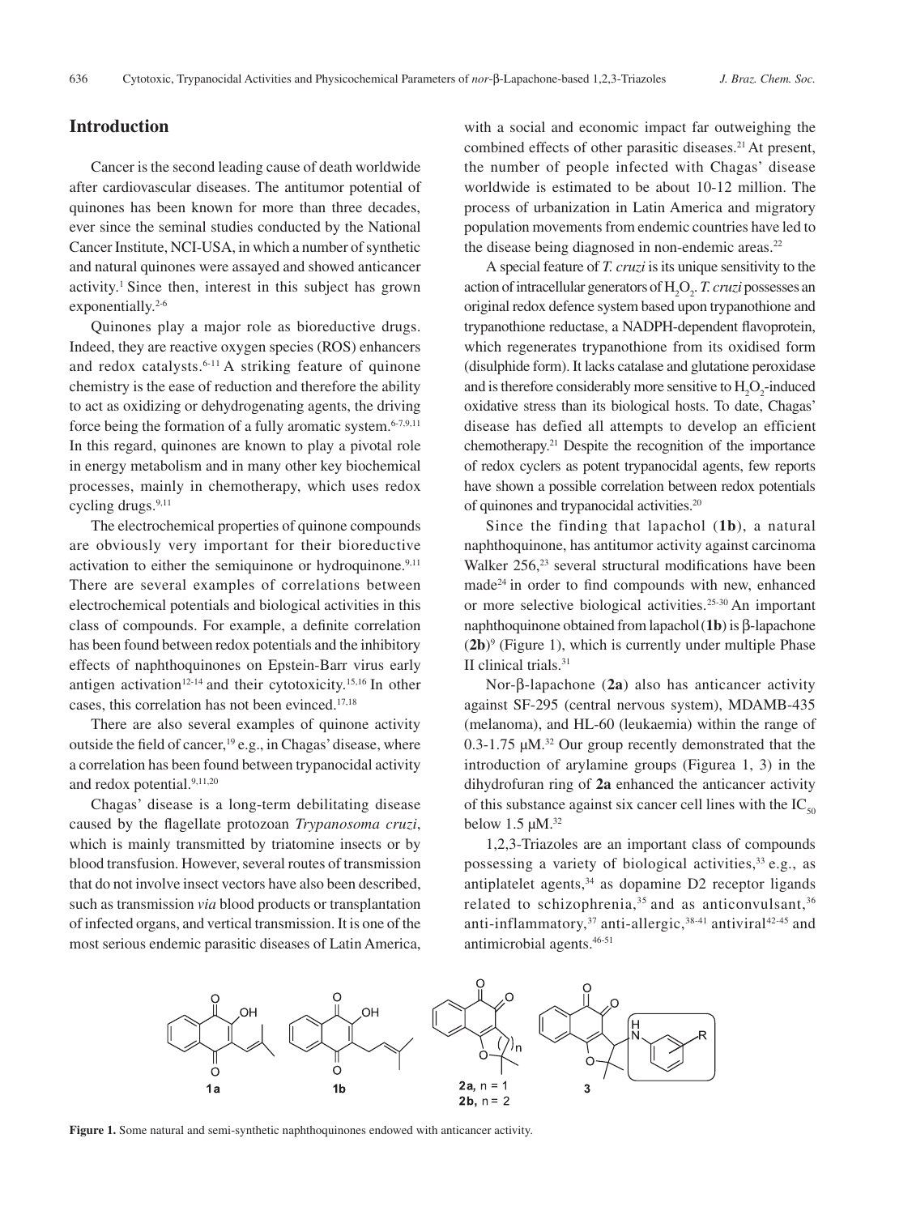## Introduction

Cancer is the second leading cause of death worldwide after cardiovascular diseases. The antitumor potential of quinones has been known for more than three decades, ever since the seminal studies conducted by the National Cancer Institute, NCI-USA, in which a number of synthetic and natural quinones were assayed and showed anticancer activity.[1] Since then, interest in this subject has grown exponentially.[2-6]

Quinones play a major role as bioreductive drugs. Indeed, they are reactive oxygen species (ROS) enhancers and redox catalysts.[6-11] A striking feature of quinone chemistry is the ease of reduction and therefore the ability to act as oxidizing or dehydrogenating agents, the driving force being the formation of a fully aromatic system.[6-7,9,11] In this regard, quinones are known to play a pivotal role in energy metabolism and in many other key biochemical processes, mainly in chemotherapy, which uses redox cycling drugs.[9,11]

The electrochemical properties of quinone compounds are obviously very important for their bioreductive activation to either the semiquinone or hydroquinone.[9,11] There are several examples of correlations between electrochemical potentials and biological activities in this class of compounds. For example, a definite correlation has been found between redox potentials and the inhibitory effects of naphthoquinones on Epstein-Barr virus early antigen activation[12-14] and their cytotoxicity.[15,16] In other cases, this correlation has not been evinced.[17,18]

There are also several examples of quinone activity outside the field of cancer,[19] e.g., in Chagas' disease, where a correlation has been found between trypanocidal activity and redox potential.[9,11,20]

Chagas' disease is a long-term debilitating disease caused by the flagellate protozoan *Trypanosoma cruzi*, which is mainly transmitted by triatomine insects or by blood transfusion. However, several routes of transmission that do not involve insect vectors have also been described, such as transmission *via* blood products or transplantation of infected organs, and vertical transmission. It is one of the most serious endemic parasitic diseases of Latin America, with a social and economic impact far outweighing the combined effects of other parasitic diseases.[21] At present, the number of people infected with Chagas' disease worldwide is estimated to be about 10-12 million. The process of urbanization in Latin America and migratory population movements from endemic countries have led to the disease being diagnosed in non-endemic areas.[22]

A special feature of *T. cruzi* is its unique sensitivity to the action of intracellular generators of $H_2O_2$. *T. cruzi* possesses an original redox defence system based upon trypanothione and trypanothione reductase, a NADPH-dependent flavoprotein, which regenerates trypanothione from its oxidised form (disulphide form). It lacks catalase and glutatione peroxidase and is therefore considerably more sensitive to $H_2O_2$-induced oxidative stress than its biological hosts. To date, Chagas' disease has defied all attempts to develop an efficient chemotherapy.[21] Despite the recognition of the importance of redox cyclers as potent trypanocidal agents, few reports have shown a possible correlation between redox potentials of quinones and trypanocidal activities.[20]

Since the finding that lapachol (**1b**), a natural naphthoquinone, has antitumor activity against carcinoma Walker 256,[23] several structural modifications have been made[24] in order to find compounds with new, enhanced or more selective biological activities.[25-30] An important naphthoquinone obtained from lapachol (**1b**) is β-lapachone (**2b**)[9] (Figure 1), which is currently under multiple Phase II clinical trials.[31]

Nor-β-lapachone (**2a**) also has anticancer activity against SF-295 (central nervous system), MDAMB-435 (melanoma), and HL-60 (leukaemia) within the range of 0.3-1.75 μM.[32] Our group recently demonstrated that the introduction of arylamine groups (Figurea 1, 3) in the dihydrofuran ring of **2a** enhanced the anticancer activity of this substance against six cancer cell lines with the $IC_{50}$ below 1.5 μM.[32]

1,2,3-Triazoles are an important class of compounds possessing a variety of biological activities,[33] e.g., as antiplatelet agents,[34] as dopamine D2 receptor ligands related to schizophrenia,[35] and as anticonvulsant,[36] anti-inflammatory,[37] anti-allergic,[38-41] antiviral[42-45] and antimicrobial agents.[46-51]

**Figure 1.** Some natural and semi-synthetic naphthoquinones endowed with anticancer activity.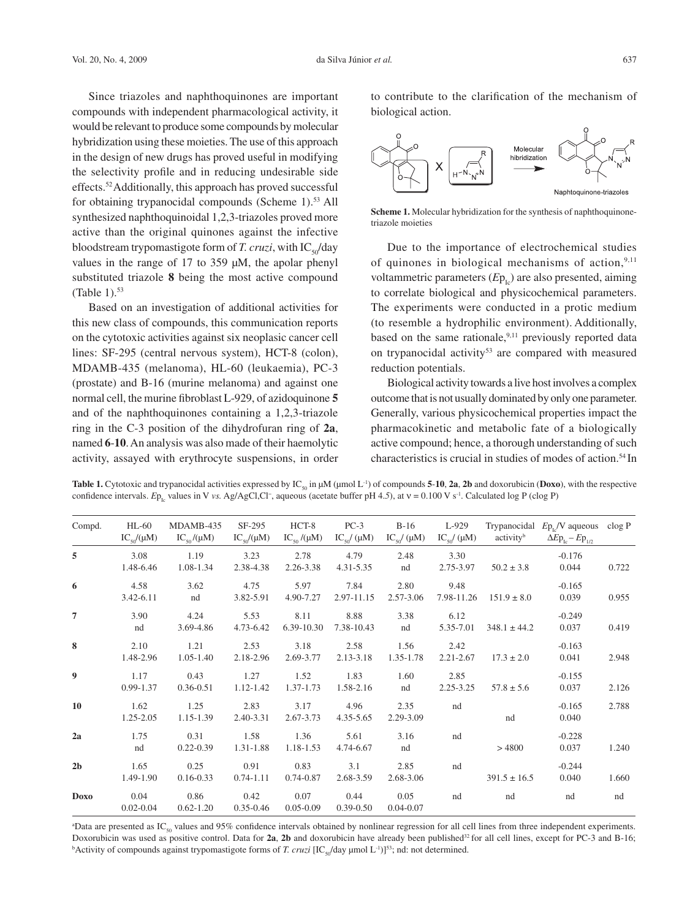Since triazoles and naphthoquinones are important compounds with independent pharmacological activity, it would be relevant to produce some compounds by molecular hybridization using these moieties. The use of this approach in the design of new drugs has proved useful in modifying the selectivity profile and in reducing undesirable side effects.[52] Additionally, this approach has proved successful for obtaining trypanocidal compounds (Scheme 1).[53] All synthesized naphthoquinoidal 1,2,3-triazoles proved more active than the original quinones against the infective bloodstream trypomastigote form of *T. cruzi*, with $IC_{50}$/day values in the range of 17 to 359 μM, the apolar phenyl substituted triazole **8** being the most active compound (Table 1).[53]

Based on an investigation of additional activities for this new class of compounds, this communication reports on the cytotoxic activities against six neoplasic cancer cell lines: SF-295 (central nervous system), HCT-8 (colon), MDAMB-435 (melanoma), HL-60 (leukaemia), PC-3 (prostate) and B-16 (murine melanoma) and against one normal cell, the murine fibroblast L-929, of azidoquinone **5** and of the naphthoquinones containing a 1,2,3-triazole ring in the C-3 position of the dihydrofuran ring of **2a**, named **6**-**10**. An analysis was also made of their haemolytic activity, assayed with erythrocyte suspensions, in order to contribute to the clarification of the mechanism of biological action.

**Scheme 1.** Molecular hybridization for the synthesis of naphthoquinone-triazole moieties

Due to the importance of electrochemical studies of quinones in biological mechanisms of action,[9,11] voltammetric parameters ($Ep_{Ic}$) are also presented, aiming to correlate biological and physicochemical parameters. The experiments were conducted in a protic medium (to resemble a hydrophilic environment). Additionally, based on the same rationale,[9,11] previously reported data on trypanocidal activity[53] are compared with measured reduction potentials.

Biological activity towards a live host involves a complex outcome that is not usually dominated by only one parameter. Generally, various physicochemical properties impact the pharmacokinetic and metabolic fate of a biologically active compound; hence, a thorough understanding of such characteristics is crucial in studies of modes of action.[54] In

**Table 1.** Cytotoxic and trypanocidal activities expressed by $IC_{50}$ in μM (μmol $L^{-1}$) of compounds **5**-**10**, **2a**, **2b** and doxorubicin (**Doxo**), with the respective confidence intervals. $Ep_{Ic}$ values in V *vs.* Ag/AgCl,Cl⁻, aqueous (acetate buffer pH 4.5), at ν = 0.100 V $s^{-1}$. Calculated log P (clog P)

| Compd. | HL-60 $IC_{50}$/(μM) | MDAMB-435 $IC_{50}$/(μM) | SF-295 $IC_{50}$/(μM) | HCT-8 $IC_{50}$ /(μM) | PC-3 $IC_{50}$/ (μM) | B-16 $IC_{50}$/ (μM) | L-929 $IC_{50}$/ (μM) | Trypanocidal activity[b] | $Ep_{Ic}$/V aqueous $\Delta Ep_{Ic} - Ep_{1/2}$ | clog P |
|---|---|---|---|---|---|---|---|---|---|---|
| **5** | 3.08<br>1.48-6.46 | 1.19<br>1.08-1.34 | 3.23<br>2.38-4.38 | 2.78<br>2.26-3.38 | 4.79<br>4.31-5.35 | 2.48<br>nd | 3.30<br>2.75-3.97 | 50.2 ± 3.8 | -0.176<br>0.044 | 0.722 |
| **6** | 4.58<br>3.42-6.11 | 3.62<br>nd | 4.75<br>3.82-5.91 | 5.97<br>4.90-7.27 | 7.84<br>2.97-11.15 | 2.80<br>2.57-3.06 | 9.48<br>7.98-11.26 | 151.9 ± 8.0 | -0.165<br>0.039 | 0.955 |
| **7** | 3.90<br>nd | 4.24<br>3.69-4.86 | 5.53<br>4.73-6.42 | 8.11<br>6.39-10.30 | 8.88<br>7.38-10.43 | 3.38<br>nd | 6.12<br>5.35-7.01 | 348.1 ± 44.2 | -0.249<br>0.037 | 0.419 |
| **8** | 2.10<br>1.48-2.96 | 1.21<br>1.05-1.40 | 2.53<br>2.18-2.96 | 3.18<br>2.69-3.77 | 2.58<br>2.13-3.18 | 1.56<br>1.35-1.78 | 2.42<br>2.21-2.67 | 17.3 ± 2.0 | -0.163<br>0.041 | 2.948 |
| **9** | 1.17<br>0.99-1.37 | 0.43<br>0.36-0.51 | 1.27<br>1.12-1.42 | 1.52<br>1.37-1.73 | 1.83<br>1.58-2.16 | 1.60<br>nd | 2.85<br>2.25-3.25 | 57.8 ± 5.6 | -0.155<br>0.037 | 2.126 |
| **10** | 1.62<br>1.25-2.05 | 1.25<br>1.15-1.39 | 2.83<br>2.40-3.31 | 3.17<br>2.67-3.73 | 4.96<br>4.35-5.65 | 2.35<br>2.29-3.09 | nd | nd | -0.165<br>0.040 | 2.788 |
| **2a** | 1.75<br>nd | 0.31<br>0.22-0.39 | 1.58<br>1.31-1.88 | 1.36<br>1.18-1.53 | 5.61<br>4.74-6.67 | 3.16<br>nd | nd | > 4800 | -0.228<br>0.037 | 1.240 |
| **2b** | 1.65<br>1.49-1.90 | 0.25<br>0.16-0.33 | 0.91<br>0.74-1.11 | 0.83<br>0.74-0.87 | 3.1<br>2.68-3.59 | 2.85<br>2.68-3.06 | nd | 391.5 ± 16.5 | -0.244<br>0.040 | 1.660 |
| **Doxo** | 0.04<br>0.02-0.04 | 0.86<br>0.62-1.20 | 0.42<br>0.35-0.46 | 0.07<br>0.05-0.09 | 0.44<br>0.39-0.50 | 0.05<br>0.04-0.07 | nd | nd | nd | nd |

[a]Data are presented as $IC_{50}$ values and 95% confidence intervals obtained by nonlinear regression for all cell lines from three independent experiments. Doxorubicin was used as positive control. Data for **2a**, **2b** and doxorubicin have already been published[32] for all cell lines, except for PC-3 and B-16; [b]Activity of compounds against trypomastigote forms of *T. cruzi* [$IC_{50}$/day μmol $L^{-1}$)][53]; nd: not determined.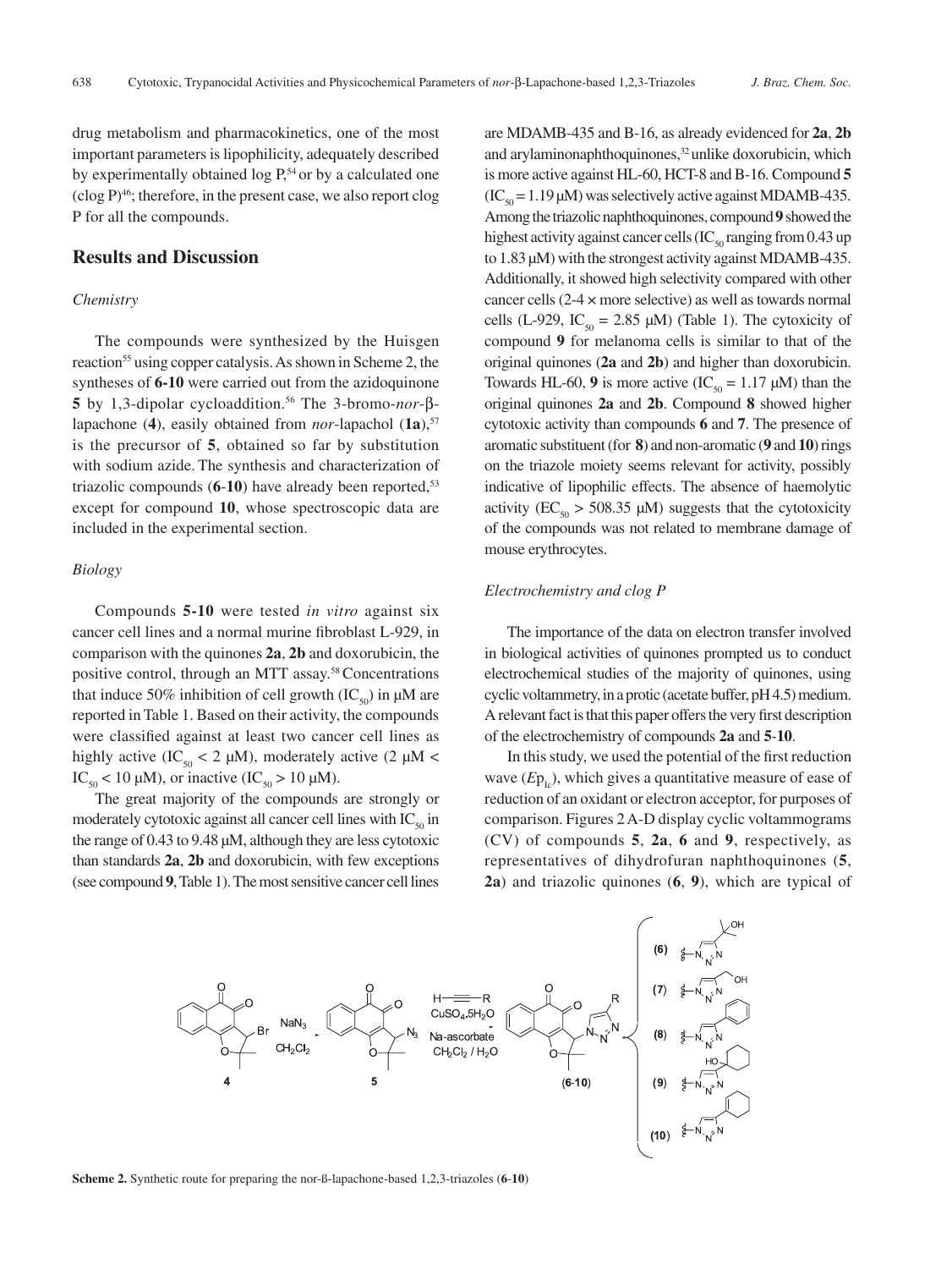drug metabolism and pharmacokinetics, one of the most important parameters is lipophilicity, adequately described by experimentally obtained log P,[54] or by a calculated one (clog P)[46]; therefore, in the present case, we also report clog P for all the compounds.

## Results and Discussion

### *Chemistry*

The compounds were synthesized by the Huisgen reaction[55] using copper catalysis. As shown in Scheme 2, the syntheses of **6-10** were carried out from the azidoquinone **5** by 1,3-dipolar cycloaddition.[56] The 3-bromo-*nor*-β-lapachone (**4**), easily obtained from *nor*-lapachol (**1a**),[57] is the precursor of **5**, obtained so far by substitution with sodium azide. The synthesis and characterization of triazolic compounds (**6**-**10**) have already been reported,[53] except for compound **10**, whose spectroscopic data are included in the experimental section.

### *Biology*

Compounds **5-10** were tested *in vitro* against six cancer cell lines and a normal murine fibroblast L-929, in comparison with the quinones **2a**, **2b** and doxorubicin, the positive control, through an MTT assay.[58] Concentrations that induce 50% inhibition of cell growth ($IC_{50}$) in μM are reported in Table 1. Based on their activity, the compounds were classified against at least two cancer cell lines as highly active ($IC_{50}$ < 2 μM), moderately active (2 μM < $IC_{50}$ < 10 μM), or inactive ($IC_{50}$ > 10 μM).

The great majority of the compounds are strongly or moderately cytotoxic against all cancer cell lines with $IC_{50}$ in the range of 0.43 to 9.48 μM, although they are less cytotoxic than standards **2a**, **2b** and doxorubicin, with few exceptions (see compound **9**, Table 1). The most sensitive cancer cell lines are MDAMB-435 and B-16, as already evidenced for **2a**, **2b** and arylaminonaphthoquinones,[32] unlike doxorubicin, which is more active against HL-60, HCT-8 and B-16. Compound **5** ($IC_{50}$ = 1.19 μM) was selectively active against MDAMB-435. Among the triazolic naphthoquinones, compound **9** showed the highest activity against cancer cells ($IC_{50}$ ranging from 0.43 up to 1.83 μM) with the strongest activity against MDAMB-435. Additionally, it showed high selectivity compared with other cancer cells (2-4 × more selective) as well as towards normal cells (L-929, $IC_{50}$ = 2.85 μM) (Table 1). The cytoxicity of compound **9** for melanoma cells is similar to that of the original quinones (**2a** and **2b**) and higher than doxorubicin. Towards HL-60, **9** is more active ($IC_{50}$ = 1.17 μM) than the original quinones **2a** and **2b**. Compound **8** showed higher cytotoxic activity than compounds **6** and **7**. The presence of aromatic substituent (for **8**) and non-aromatic (**9** and **10**) rings on the triazole moiety seems relevant for activity, possibly indicative of lipophilic effects. The absence of haemolytic activity ($EC_{50}$ > 508.35 μM) suggests that the cytotoxicity of the compounds was not related to membrane damage of mouse erythrocytes.

### *Electrochemistry and clog P*

The importance of the data on electron transfer involved in biological activities of quinones prompted us to conduct electrochemical studies of the majority of quinones, using cyclic voltammetry, in a protic (acetate buffer, pH 4.5) medium. A relevant fact is that this paper offers the very first description of the electrochemistry of compounds **2a** and **5**-**10**.

In this study, we used the potential of the first reduction wave ($Ep_{Ic}$), which gives a quantitative measure of ease of reduction of an oxidant or electron acceptor, for purposes of comparison. Figures 2 A-D display cyclic voltammograms (CV) of compounds **5**, **2a**, **6** and **9**, respectively, as representatives of dihydrofuran naphthoquinones (**5**, **2a**) and triazolic quinones (**6**, **9**), which are typical of

**Scheme 2.** Synthetic route for preparing the nor-ß-lapachone-based 1,2,3-triazoles (**6-10**)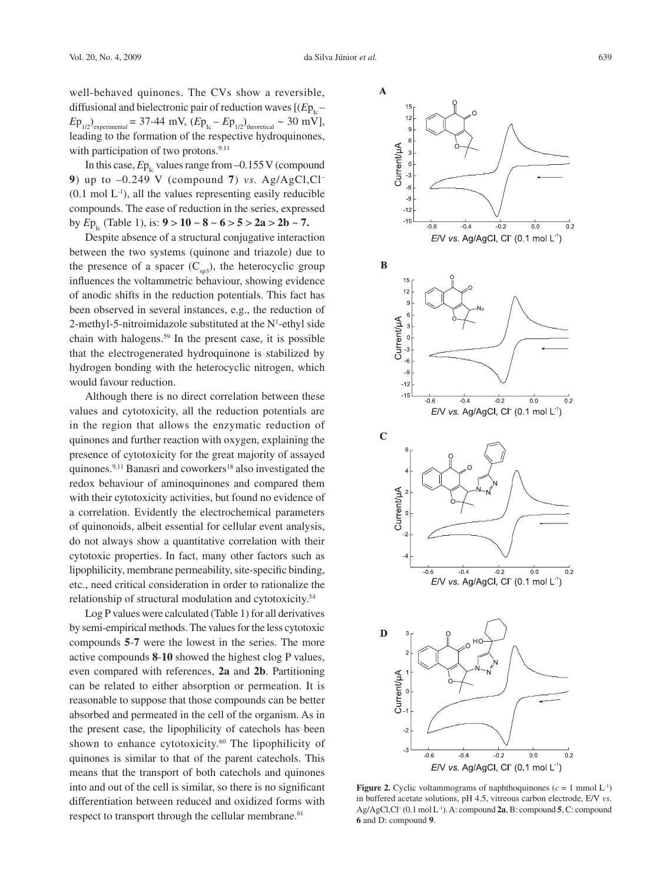well-behaved quinones. The CVs show a reversible, diffusional and bielectronic pair of reduction waves [$(Ep_{Ic} - Ep_{1/2})_{experimental}$ = 37-44 mV, $(Ep_{Ic} - Ep_{1/2})_{theoretical}$ ~ 30 mV], leading to the formation of the respective hydroquinones, with participation of two protons.[9,11]

In this case, $Ep_{Ic}$ values range from –0.155 V (compound **9**) up to –0.249 V (compound **7**) *vs.* Ag/AgCl,Cl$^-$ (0.1 mol L$^{-1}$), all the values representing easily reducible compounds. The ease of reduction in the series, expressed by $Ep_{Ic}$ (Table 1), is: **9 > 10 ~ 8 ~ 6 > 5 > 2a > 2b ~ 7.**

Despite absence of a structural conjugative interaction between the two systems (quinone and triazole) due to the presence of a spacer ($C_{sp3}$), the heterocyclic group influences the voltammetric behaviour, showing evidence of anodic shifts in the reduction potentials. This fact has been observed in several instances, e.g., the reduction of 2-methyl-5-nitroimidazole substituted at the N[1]-ethyl side chain with halogens.[59] In the present case, it is possible that the electrogenerated hydroquinone is stabilized by hydrogen bonding with the heterocyclic nitrogen, which would favour reduction.

Although there is no direct correlation between these values and cytotoxicity, all the reduction potentials are in the region that allows the enzymatic reduction of quinones and further reaction with oxygen, explaining the presence of cytotoxicity for the great majority of assayed quinones.[9,11] Banasri and coworkers[18] also investigated the redox behaviour of aminoquinones and compared them with their cytotoxicity activities, but found no evidence of a correlation. Evidently the electrochemical parameters of quinonoids, albeit essential for cellular event analysis, do not always show a quantitative correlation with their cytotoxic properties. In fact, many other factors such as lipophilicity, membrane permeability, site-specific binding, etc., need critical consideration in order to rationalize the relationship of structural modulation and cytotoxicity.[54]

Log P values were calculated (Table 1) for all derivatives by semi-empirical methods. The values for the less cytotoxic compounds **5**-**7** were the lowest in the series. The more active compounds **8**-**10** showed the highest clog P values, even compared with references, **2a** and **2b**. Partitioning can be related to either absorption or permeation. It is reasonable to suppose that those compounds can be better absorbed and permeated in the cell of the organism. As in the present case, the lipophilicity of catechols has been shown to enhance cytotoxicity.[60] The lipophilicity of quinones is similar to that of the parent catechols. This means that the transport of both catechols and quinones into and out of the cell is similar, so there is no significant differentiation between reduced and oxidized forms with respect to transport through the cellular membrane.[61]

**Figure 2.** Cyclic voltammograms of naphthoquinones ($c$ = 1 mmol L$^{-1}$) in buffered acetate solutions, pH 4.5, vitreous carbon electrode, E/V *vs.* Ag/AgCl,Cl$^-$ (0.1 mol L$^{-1}$). A: compound **2a**, B: compound **5**, C: compound **6** and D: compound **9**.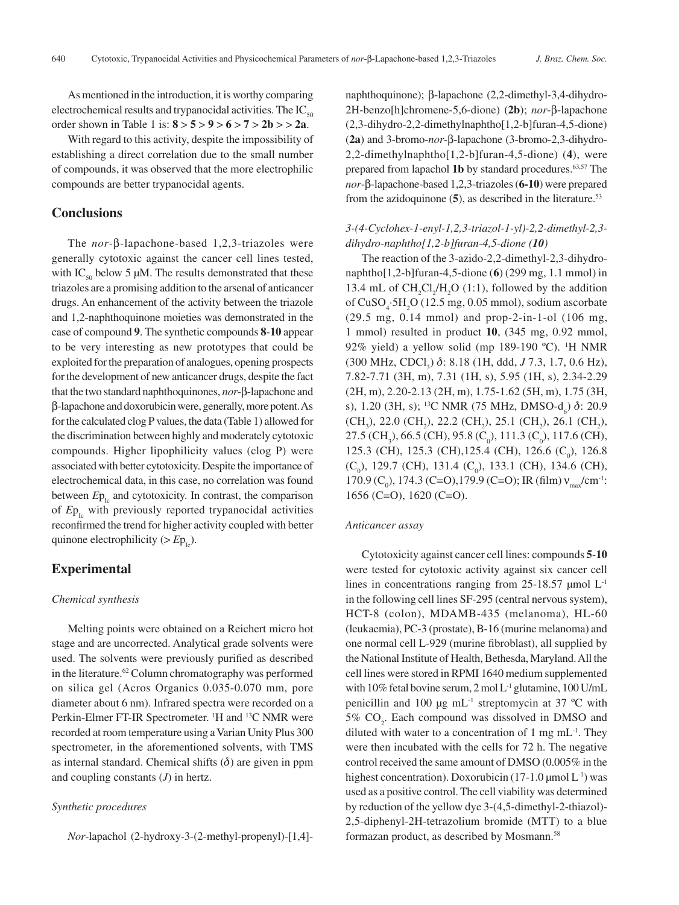As mentioned in the introduction, it is worthy comparing electrochemical results and trypanocidal activities. The $IC_{50}$ order shown in Table 1 is: **8** > **5** > **9** > **6** > **7** > **2b** > > **2a**.

With regard to this activity, despite the impossibility of establishing a direct correlation due to the small number of compounds, it was observed that the more electrophilic compounds are better trypanocidal agents.

## Conclusions

The *nor*-β-lapachone-based 1,2,3-triazoles were generally cytotoxic against the cancer cell lines tested, with $IC_{50}$ below 5 μM. The results demonstrated that these triazoles are a promising addition to the arsenal of anticancer drugs. An enhancement of the activity between the triazole and 1,2-naphthoquinone moieties was demonstrated in the case of compound **9**. The synthetic compounds **8**-**10** appear to be very interesting as new prototypes that could be exploited for the preparation of analogues, opening prospects for the development of new anticancer drugs, despite the fact that the two standard naphthoquinones, *nor*-β-lapachone and β-lapachone and doxorubicin were, generally, more potent. As for the calculated clog P values, the data (Table 1) allowed for the discrimination between highly and moderately cytotoxic compounds. Higher lipophilicity values (clog P) were associated with better cytotoxicity. Despite the importance of electrochemical data, in this case, no correlation was found between $Ep_{Ic}$ and cytotoxicity. In contrast, the comparison of $Ep_{Ic}$ with previously reported trypanocidal activities reconfirmed the trend for higher activity coupled with better quinone electrophilicity (> $Ep_{Ic}$).

## Experimental

### *Chemical synthesis*

Melting points were obtained on a Reichert micro hot stage and are uncorrected. Analytical grade solvents were used. The solvents were previously purified as described in the literature.[62] Column chromatography was performed on silica gel (Acros Organics 0.035-0.070 mm, pore diameter about 6 nm). Infrared spectra were recorded on a Perkin-Elmer FT-IR Spectrometer. $^1$H and $^{13}$C NMR were recorded at room temperature using a Varian Unity Plus 300 spectrometer, in the aforementioned solvents, with TMS as internal standard. Chemical shifts (δ) are given in ppm and coupling constants (*J*) in hertz.

### *Synthetic procedures*

*Nor*-lapachol (2-hydroxy-3-(2-methyl-propenyl)-[1,4]-naphthoquinone); β-lapachone (2,2-dimethyl-3,4-dihydro-2H-benzo[h]chromene-5,6-dione) (**2b**); *nor*-β-lapachone (2,3-dihydro-2,2-dimethylnaphtho[1,2-b]furan-4,5-dione) (**2a**) and 3-bromo-*nor*-β-lapachone (3-bromo-2,3-dihydro-2,2-dimethylnaphtho[1,2-b]furan-4,5-dione) (**4**), were prepared from lapachol **1b** by standard procedures.[63,57] The *nor*-β-lapachone-based 1,2,3-triazoles (**6-10**) were prepared from the azidoquinone (**5**), as described in the literature.[53]

### *3-(4-Cyclohex-1-enyl-1,2,3-triazol-1-yl)-2,2-dimethyl-2,3-dihydro-naphtho[1,2-b]furan-4,5-dione (10)*

The reaction of the 3-azido-2,2-dimethyl-2,3-dihydronaphtho[1,2-b]furan-4,5-dione (**6**) (299 mg, 1.1 mmol) in 13.4 mL of $CH_2Cl_2/H_2O$ (1:1), followed by the addition of $CuSO_4{\cdot}5H_2O$ (12.5 mg, 0.05 mmol), sodium ascorbate (29.5 mg, 0.14 mmol) and prop-2-in-1-ol (106 mg, 1 mmol) resulted in product **10**, (345 mg, 0.92 mmol, 92% yield) a yellow solid (mp 189-190 ºC). $^1$H NMR (300 MHz, $CDCl_3$) δ: 8.18 (1H, ddd, *J* 7.3, 1.7, 0.6 Hz), 7.82-7.71 (3H, m), 7.31 (1H, s), 5.95 (1H, s), 2.34-2.29 (2H, m), 2.20-2.13 (2H, m), 1.75-1.62 (5H, m), 1.75 (3H, s), 1.20 (3H, s); $^{13}$C NMR (75 MHz, DMSO-$d_6$) δ: 20.9 ($CH_3$), 22.0 ($CH_2$), 22.2 ($CH_2$), 25.1 ($CH_2$), 26.1 ($CH_2$), 27.5 ($CH_3$), 66.5 (CH), 95.8 ($C_0$), 111.3 ($C_0$), 117.6 (CH), 125.3 (CH), 125.3 (CH),125.4 (CH), 126.6 ($C_0$), 126.8 ($C_0$), 129.7 (CH), 131.4 ($C_0$), 133.1 (CH), 134.6 (CH), 170.9 ($C_0$), 174.3 (C=O),179.9 (C=O); IR (film) $\nu_{max}$/cm$^{-1}$: 1656 (C=O), 1620 (C=O).

### *Anticancer assay*

Cytotoxicity against cancer cell lines: compounds **5**-**10** were tested for cytotoxic activity against six cancer cell lines in concentrations ranging from 25-18.57 μmol L$^{-1}$ in the following cell lines SF-295 (central nervous system), HCT-8 (colon), MDAMB-435 (melanoma), HL-60 (leukaemia), PC-3 (prostate), B-16 (murine melanoma) and one normal cell L-929 (murine fibroblast), all supplied by the National Institute of Health, Bethesda, Maryland. All the cell lines were stored in RPMI 1640 medium supplemented with 10% fetal bovine serum, 2 mol L$^{-1}$ glutamine, 100 U/mL penicillin and 100 μg mL$^{-1}$ streptomycin at 37 ºC with 5% $CO_2$. Each compound was dissolved in DMSO and diluted with water to a concentration of 1 mg mL$^{-1}$. They were then incubated with the cells for 72 h. The negative control received the same amount of DMSO (0.005% in the highest concentration). Doxorubicin (17-1.0 μmol L$^{-1}$) was used as a positive control. The cell viability was determined by reduction of the yellow dye 3-(4,5-dimethyl-2-thiazol)-2,5-diphenyl-2H-tetrazolium bromide (MTT) to a blue formazan product, as described by Mosmann.[58]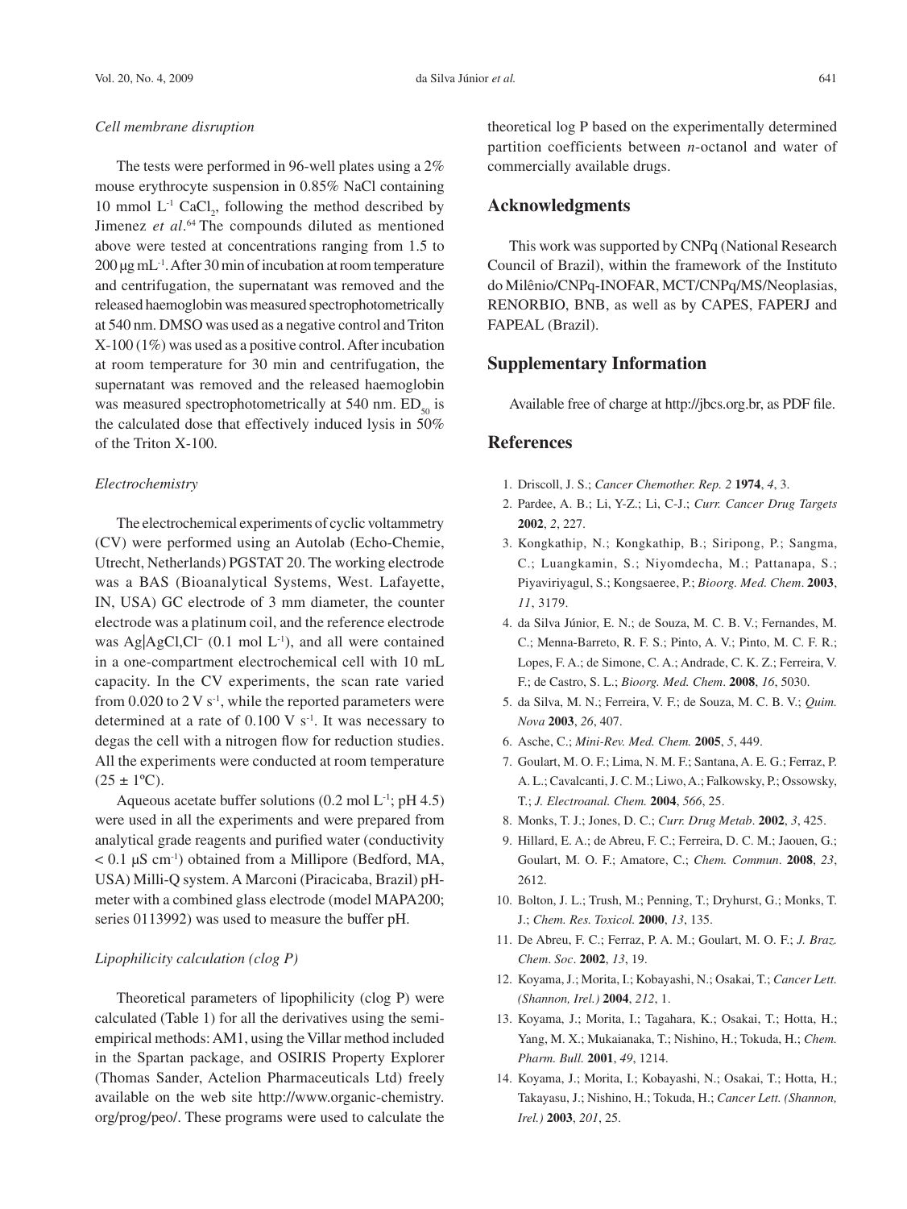*Cell membrane disruption*

The tests were performed in 96-well plates using a 2% mouse erythrocyte suspension in 0.85% NaCl containing 10 mmol $L^{-1}$ $CaCl_2$, following the method described by Jimenez *et al*.[64] The compounds diluted as mentioned above were tested at concentrations ranging from 1.5 to 200 μg $mL^{-1}$. After 30 min of incubation at room temperature and centrifugation, the supernatant was removed and the released haemoglobin was measured spectrophotometrically at 540 nm. DMSO was used as a negative control and Triton X-100 (1%) was used as a positive control. After incubation at room temperature for 30 min and centrifugation, the supernatant was removed and the released haemoglobin was measured spectrophotometrically at 540 nm. $ED_{50}$ is the calculated dose that effectively induced lysis in 50% of the Triton X-100.

*Electrochemistry*

The electrochemical experiments of cyclic voltammetry (CV) were performed using an Autolab (Echo-Chemie, Utrecht, Netherlands) PGSTAT 20. The working electrode was a BAS (Bioanalytical Systems, West. Lafayette, IN, USA) GC electrode of 3 mm diameter, the counter electrode was a platinum coil, and the reference electrode was Ag|AgCl,$Cl^-$ (0.1 mol $L^{-1}$), and all were contained in a one-compartment electrochemical cell with 10 mL capacity. In the CV experiments, the scan rate varied from 0.020 to 2 V $s^{-1}$, while the reported parameters were determined at a rate of 0.100 V $s^{-1}$. It was necessary to degas the cell with a nitrogen flow for reduction studies. All the experiments were conducted at room temperature (25 ± 1ºC).

Aqueous acetate buffer solutions (0.2 mol $L^{-1}$; pH 4.5) were used in all the experiments and were prepared from analytical grade reagents and purified water (conductivity < 0.1 μS $cm^{-1}$) obtained from a Millipore (Bedford, MA, USA) Milli-Q system. A Marconi (Piracicaba, Brazil) pH-meter with a combined glass electrode (model MAPA200; series 0113992) was used to measure the buffer pH.

*Lipophilicity calculation (clog P)*

Theoretical parameters of lipophilicity (clog P) were calculated (Table 1) for all the derivatives using the semi-empirical methods: AM1, using the Villar method included in the Spartan package, and OSIRIS Property Explorer (Thomas Sander, Actelion Pharmaceuticals Ltd) freely available on the web site http://www.organic-chemistry.org/prog/peo/. These programs were used to calculate the theoretical log P based on the experimentally determined partition coefficients between *n*-octanol and water of commercially available drugs.

## Acknowledgments

This work was supported by CNPq (National Research Council of Brazil), within the framework of the Instituto do Milênio/CNPq-INOFAR, MCT/CNPq/MS/Neoplasias, RENORBIO, BNB, as well as by CAPES, FAPERJ and FAPEAL (Brazil).

## Supplementary Information

Available free of charge at http://jbcs.org.br, as PDF file.

## References

1. Driscoll, J. S.; *Cancer Chemother. Rep. 2* **1974**, *4*, 3.
2. Pardee, A. B.; Li, Y-Z.; Li, C-J.; *Curr. Cancer Drug Targets* **2002**, *2*, 227.
3. Kongkathip, N.; Kongkathip, B.; Siripong, P.; Sangma, C.; Luangkamin, S.; Niyomdecha, M.; Pattanapa, S.; Piyaviriyagul, S.; Kongsaeree, P.; *Bioorg. Med. Chem*. **2003**, *11*, 3179.
4. da Silva Júnior, E. N.; de Souza, M. C. B. V.; Fernandes, M. C.; Menna-Barreto, R. F. S.; Pinto, A. V.; Pinto, M. C. F. R.; Lopes, F. A.; de Simone, C. A.; Andrade, C. K. Z.; Ferreira, V. F.; de Castro, S. L.; *Bioorg. Med. Chem*. **2008**, *16*, 5030.
5. da Silva, M. N.; Ferreira, V. F.; de Souza, M. C. B. V.; *Quim. Nova* **2003**, *26*, 407.
6. Asche, C.; *Mini-Rev. Med. Chem.* **2005**, *5*, 449.
7. Goulart, M. O. F.; Lima, N. M. F.; Santana, A. E. G.; Ferraz, P. A. L.; Cavalcanti, J. C. M.; Liwo, A.; Falkowsky, P.; Ossowsky, T.; *J. Electroanal. Chem.* **2004**, *566*, 25.
8. Monks, T. J.; Jones, D. C.; *Curr. Drug Metab*. **2002**, *3*, 425.
9. Hillard, E. A.; de Abreu, F. C.; Ferreira, D. C. M.; Jaouen, G.; Goulart, M. O. F.; Amatore, C.; *Chem. Commun*. **2008**, *23*, 2612.
10. Bolton, J. L.; Trush, M.; Penning, T.; Dryhurst, G.; Monks, T. J.; *Chem. Res. Toxicol.* **2000**, *13*, 135.
11. De Abreu, F. C.; Ferraz, P. A. M.; Goulart, M. O. F.; *J. Braz. Chem. Soc*. **2002**, *13*, 19.
12. Koyama, J.; Morita, I.; Kobayashi, N.; Osakai, T.; *Cancer Lett. (Shannon, Irel.)* **2004**, *212*, 1.
13. Koyama, J.; Morita, I.; Tagahara, K.; Osakai, T.; Hotta, H.; Yang, M. X.; Mukaianaka, T.; Nishino, H.; Tokuda, H.; *Chem. Pharm. Bull.* **2001**, *49*, 1214.
14. Koyama, J.; Morita, I.; Kobayashi, N.; Osakai, T.; Hotta, H.; Takayasu, J.; Nishino, H.; Tokuda, H.; *Cancer Lett. (Shannon, Irel.)* **2003**, *201*, 25.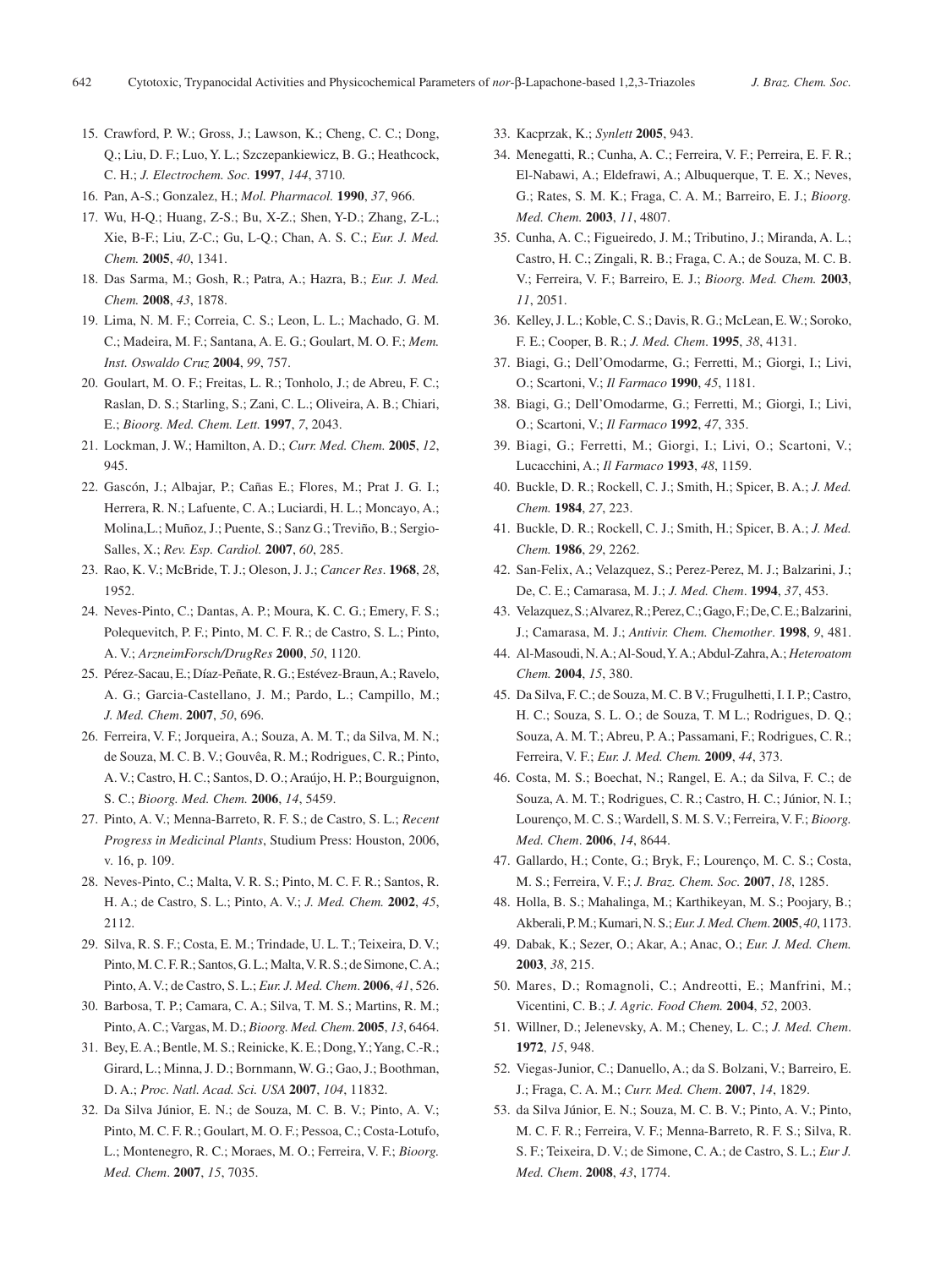15. Crawford, P. W.; Gross, J.; Lawson, K.; Cheng, C. C.; Dong, Q.; Liu, D. F.; Luo, Y. L.; Szczepankiewicz, B. G.; Heathcock, C. H.; *J. Electrochem. Soc.* **1997**, *144*, 3710.
16. Pan, A-S.; Gonzalez, H.; *Mol. Pharmacol.* **1990**, *37*, 966.
17. Wu, H-Q.; Huang, Z-S.; Bu, X-Z.; Shen, Y-D.; Zhang, Z-L.; Xie, B-F.; Liu, Z-C.; Gu, L-Q.; Chan, A. S. C.; *Eur. J. Med. Chem.* **2005**, *40*, 1341.
18. Das Sarma, M.; Gosh, R.; Patra, A.; Hazra, B.; *Eur. J. Med. Chem.* **2008**, *43*, 1878.
19. Lima, N. M. F.; Correia, C. S.; Leon, L. L.; Machado, G. M. C.; Madeira, M. F.; Santana, A. E. G.; Goulart, M. O. F.; *Mem. Inst. Oswaldo Cruz* **2004**, *99*, 757.
20. Goulart, M. O. F.; Freitas, L. R.; Tonholo, J.; de Abreu, F. C.; Raslan, D. S.; Starling, S.; Zani, C. L.; Oliveira, A. B.; Chiari, E.; *Bioorg. Med. Chem. Lett.* **1997**, *7*, 2043.
21. Lockman, J. W.; Hamilton, A. D.; *Curr. Med. Chem.* **2005**, *12*, 945.
22. Gascón, J.; Albajar, P.; Cañas E.; Flores, M.; Prat J. G. I.; Herrera, R. N.; Lafuente, C. A.; Luciardi, H. L.; Moncayo, A.; Molina,L.; Muñoz, J.; Puente, S.; Sanz G.; Treviño, B.; Sergio-Salles, X.; *Rev. Esp. Cardiol.* **2007**, *60*, 285.
23. Rao, K. V.; McBride, T. J.; Oleson, J. J.; *Cancer Res*. **1968**, *28*, 1952.
24. Neves-Pinto, C.; Dantas, A. P.; Moura, K. C. G.; Emery, F. S.; Polequevitch, P. F.; Pinto, M. C. F. R.; de Castro, S. L.; Pinto, A. V.; *ArzneimForsch/DrugRes* **2000**, *50*, 1120.
25. Pérez-Sacau, E.; Díaz-Peñate, R. G.; Estévez-Braun, A.; Ravelo, A. G.; Garcia-Castellano, J. M.; Pardo, L.; Campillo, M.; *J. Med. Chem*. **2007**, *50*, 696.
26. Ferreira, V. F.; Jorqueira, A.; Souza, A. M. T.; da Silva, M. N.; de Souza, M. C. B. V.; Gouvêa, R. M.; Rodrigues, C. R.; Pinto, A. V.; Castro, H. C.; Santos, D. O.; Araújo, H. P.; Bourguignon, S. C.; *Bioorg. Med. Chem.* **2006**, *14*, 5459.
27. Pinto, A. V.; Menna-Barreto, R. F. S.; de Castro, S. L.; *Recent Progress in Medicinal Plants*, Studium Press: Houston, 2006, v. 16, p. 109.
28. Neves-Pinto, C.; Malta, V. R. S.; Pinto, M. C. F. R.; Santos, R. H. A.; de Castro, S. L.; Pinto, A. V.; *J. Med. Chem.* **2002**, *45*, 2112.
29. Silva, R. S. F.; Costa, E. M.; Trindade, U. L. T.; Teixeira, D. V.; Pinto, M. C. F. R.; Santos, G. L.; Malta, V. R. S.; de Simone, C. A.; Pinto, A. V.; de Castro, S. L.; *Eur. J. Med. Chem*. **2006**, *41*, 526.
30. Barbosa, T. P.; Camara, C. A.; Silva, T. M. S.; Martins, R. M.; Pinto, A. C.; Vargas, M. D.; *Bioorg. Med. Chem*. **2005**, *13*, 6464.
31. Bey, E. A.; Bentle, M. S.; Reinicke, K. E.; Dong, Y.; Yang, C.-R.; Girard, L.; Minna, J. D.; Bornmann, W. G.; Gao, J.; Boothman, D. A.; *Proc. Natl. Acad. Sci. USA* **2007**, *104*, 11832.
32. Da Silva Júnior, E. N.; de Souza, M. C. B. V.; Pinto, A. V.; Pinto, M. C. F. R.; Goulart, M. O. F.; Pessoa, C.; Costa-Lotufo, L.; Montenegro, R. C.; Moraes, M. O.; Ferreira, V. F.; *Bioorg. Med. Chem*. **2007**, *15*, 7035.
33. Kacprzak, K.; *Synlett* **2005**, 943.
34. Menegatti, R.; Cunha, A. C.; Ferreira, V. F.; Perreira, E. F. R.; El-Nabawi, A.; Eldefrawi, A.; Albuquerque, T. E. X.; Neves, G.; Rates, S. M. K.; Fraga, C. A. M.; Barreiro, E. J.; *Bioorg. Med. Chem.* **2003**, *11*, 4807.
35. Cunha, A. C.; Figueiredo, J. M.; Tributino, J.; Miranda, A. L.; Castro, H. C.; Zingali, R. B.; Fraga, C. A.; de Souza, M. C. B. V.; Ferreira, V. F.; Barreiro, E. J.; *Bioorg. Med. Chem.* **2003**, *11*, 2051.
36. Kelley, J. L.; Koble, C. S.; Davis, R. G.; McLean, E. W.; Soroko, F. E.; Cooper, B. R.; *J. Med. Chem*. **1995**, *38*, 4131.
37. Biagi, G.; Dell'Omodarme, G.; Ferretti, M.; Giorgi, I.; Livi, O.; Scartoni, V.; *Il Farmaco* **1990**, *45*, 1181.
38. Biagi, G.; Dell'Omodarme, G.; Ferretti, M.; Giorgi, I.; Livi, O.; Scartoni, V.; *Il Farmaco* **1992**, *47*, 335.
39. Biagi, G.; Ferretti, M.; Giorgi, I.; Livi, O.; Scartoni, V.; Lucacchini, A.; *Il Farmaco* **1993**, *48*, 1159.
40. Buckle, D. R.; Rockell, C. J.; Smith, H.; Spicer, B. A.; *J. Med. Chem.* **1984**, *27*, 223.
41. Buckle, D. R.; Rockell, C. J.; Smith, H.; Spicer, B. A.; *J. Med. Chem.* **1986**, *29*, 2262.
42. San-Felix, A.; Velazquez, S.; Perez-Perez, M. J.; Balzarini, J.; De, C. E.; Camarasa, M. J.; *J. Med. Chem*. **1994**, *37*, 453.
43. Velazquez, S.; Alvarez, R.; Perez, C.; Gago, F.; De, C. E.; Balzarini, J.; Camarasa, M. J.; *Antivir. Chem. Chemother*. **1998**, *9*, 481.
44. Al-Masoudi, N. A.; Al-Soud, Y. A.; Abdul-Zahra, A.; *Heteroatom Chem.* **2004**, *15*, 380.
45. Da Silva, F. C.; de Souza, M. C. B V.; Frugulhetti, I. I. P.; Castro, H. C.; Souza, S. L. O.; de Souza, T. M L.; Rodrigues, D. Q.; Souza, A. M. T.; Abreu, P. A.; Passamani, F.; Rodrigues, C. R.; Ferreira, V. F.; *Eur. J. Med. Chem.* **2009**, *44*, 373.
46. Costa, M. S.; Boechat, N.; Rangel, E. A.; da Silva, F. C.; de Souza, A. M. T.; Rodrigues, C. R.; Castro, H. C.; Júnior, N. I.; Lourenço, M. C. S.; Wardell, S. M. S. V.; Ferreira, V. F.; *Bioorg. Med. Chem*. **2006**, *14*, 8644.
47. Gallardo, H.; Conte, G.; Bryk, F.; Lourenço, M. C. S.; Costa, M. S.; Ferreira, V. F.; *J. Braz. Chem. Soc.* **2007**, *18*, 1285.
48. Holla, B. S.; Mahalinga, M.; Karthikeyan, M. S.; Poojary, B.; Akberali, P. M.; Kumari, N. S.; *Eur. J. Med. Chem*. **2005**, *40*, 1173.
49. Dabak, K.; Sezer, O.; Akar, A.; Anac, O.; *Eur. J. Med. Chem.* **2003**, *38*, 215.
50. Mares, D.; Romagnoli, C.; Andreotti, E.; Manfrini, M.; Vicentini, C. B.; *J. Agric. Food Chem.* **2004**, *52*, 2003.
51. Willner, D.; Jelenevsky, A. M.; Cheney, L. C.; *J. Med. Chem.* **1972**, *15*, 948.
52. Viegas-Junior, C.; Danuello, A.; da S. Bolzani, V.; Barreiro, E. J.; Fraga, C. A. M.; *Curr. Med. Chem*. **2007**, *14*, 1829.
53. da Silva Júnior, E. N.; Souza, M. C. B. V.; Pinto, A. V.; Pinto, M. C. F. R.; Ferreira, V. F.; Menna-Barreto, R. F. S.; Silva, R. S. F.; Teixeira, D. V.; de Simone, C. A.; de Castro, S. L.; *Eur J. Med. Chem*. **2008**, *43*, 1774.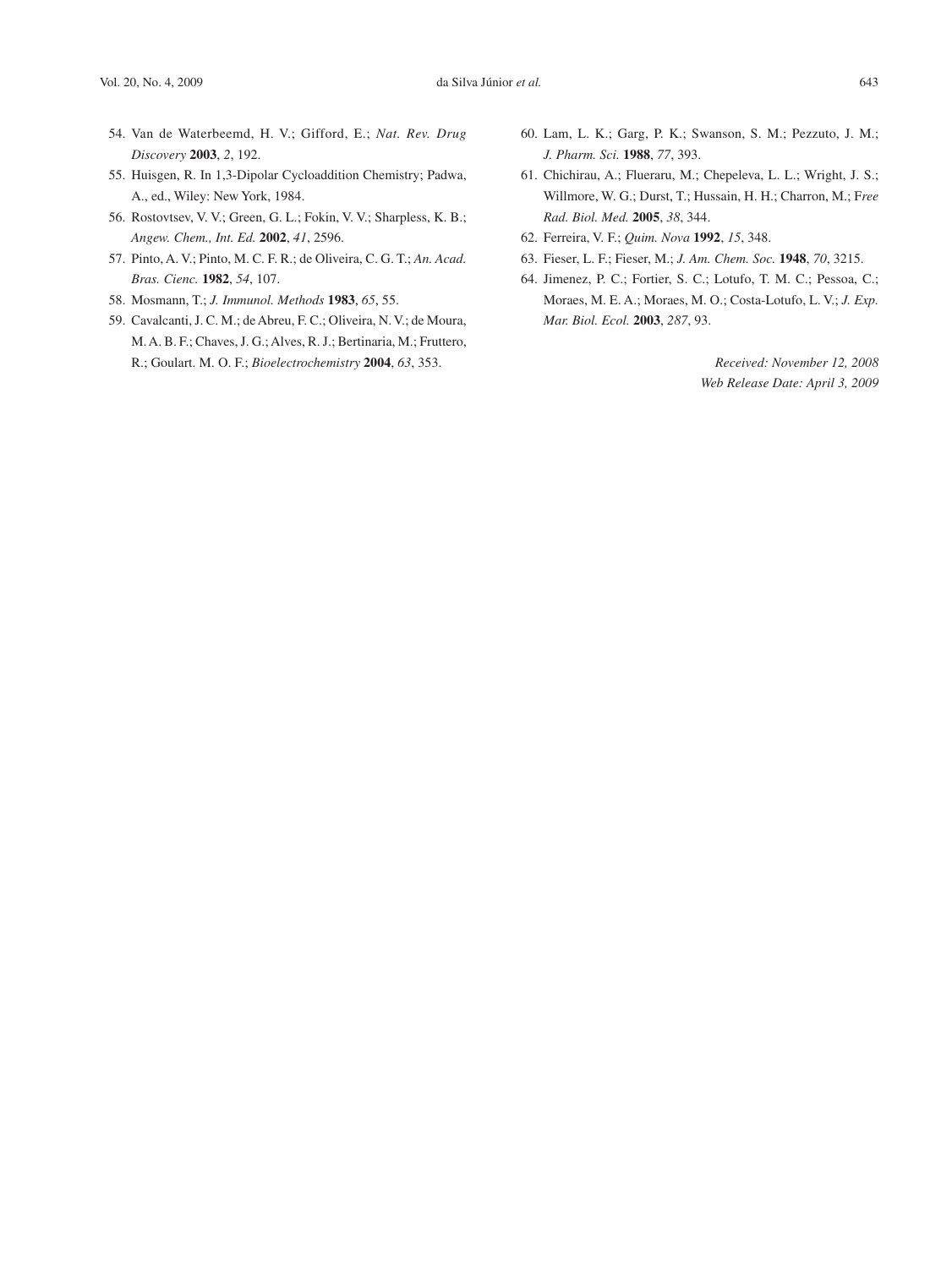54. Van de Waterbeemd, H. V.; Gifford, E.; *Nat. Rev. Drug Discovery* **2003**, *2*, 192.
55. Huisgen, R. In 1,3-Dipolar Cycloaddition Chemistry; Padwa, A., ed., Wiley: New York, 1984.
56. Rostovtsev, V. V.; Green, G. L.; Fokin, V. V.; Sharpless, K. B.; *Angew. Chem., Int. Ed.* **2002**, *41*, 2596.
57. Pinto, A. V.; Pinto, M. C. F. R.; de Oliveira, C. G. T.; *An. Acad. Bras. Cienc.* **1982**, *54*, 107.
58. Mosmann, T.; *J. Immunol. Methods* **1983**, *65*, 55.
59. Cavalcanti, J. C. M.; de Abreu, F. C.; Oliveira, N. V.; de Moura, M. A. B. F.; Chaves, J. G.; Alves, R. J.; Bertinaria, M.; Fruttero, R.; Goulart. M. O. F.; *Bioelectrochemistry* **2004**, *63*, 353.
60. Lam, L. K.; Garg, P. K.; Swanson, S. M.; Pezzuto, J. M.; *J. Pharm. Sci.* **1988**, *77*, 393.
61. Chichirau, A.; Flueraru, M.; Chepeleva, L. L.; Wright, J. S.; Willmore, W. G.; Durst, T.; Hussain, H. H.; Charron, M.; F*ree Rad. Biol. Med.* **2005**, *38*, 344.
62. Ferreira, V. F.; *Quim. Nova* **1992**, *15*, 348.
63. Fieser, L. F.; Fieser, M.; *J. Am. Chem. Soc.* **1948**, *70*, 3215.
64. Jimenez, P. C.; Fortier, S. C.; Lotufo, T. M. C.; Pessoa, C.; Moraes, M. E. A.; Moraes, M. O.; Costa-Lotufo, L. V.; *J. Exp. Mar. Biol. Ecol.* **2003**, *287*, 93.

*Received: November 12, 2008*
*Web Release Date: April 3, 2009*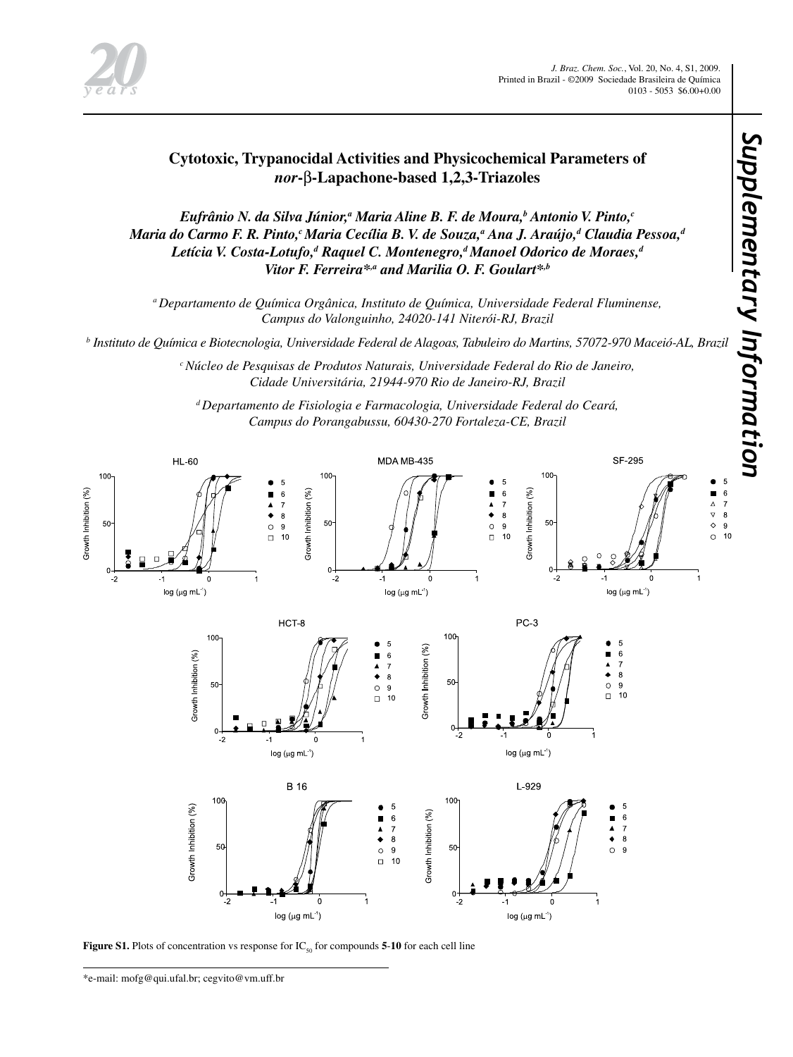# Cytotoxic, Trypanocidal Activities and Physicochemical Parameters of *nor*-β-Lapachone-based 1,2,3-Triazoles

*Eufrânio N. da Silva Júnior,[a] Maria Aline B. F. de Moura,[b] Antonio V. Pinto,[c] Maria do Carmo F. R. Pinto,[c] Maria Cecília B. V. de Souza,[a] Ana J. Araújo,[d] Claudia Pessoa,[d] Letícia V. Costa-Lotufo,[d] Raquel C. Montenegro,[d] Manoel Odorico de Moraes,[d] Vitor F. Ferreira\*,[a] and Marilia O. F. Goulart\*,[b]*

[a] *Departamento de Química Orgânica, Instituto de Química, Universidade Federal Fluminense, Campus do Valonguinho, 24020-141 Niterói-RJ, Brazil*

[b] *Instituto de Química e Biotecnologia, Universidade Federal de Alagoas, Tabuleiro do Martins, 57072-970 Maceió-AL, Brazil*

[c] *Núcleo de Pesquisas de Produtos Naturais, Universidade Federal do Rio de Janeiro, Cidade Universitária, 21944-970 Rio de Janeiro-RJ, Brazil*

[d] *Departamento de Fisiologia e Farmacologia, Universidade Federal do Ceará, Campus do Porangabussu, 60430-270 Fortaleza-CE, Brazil*

HL-60
MDA MB-435
SF-295
HCT-8
PC-3
B 16
L-929

Growth Inhibition (%)
log (μg mL⁻¹)

**Figure S1.** Plots of concentration vs response for $IC_{50}$ for compounds **5**-**10** for each cell line

\*e-mail: mofg@qui.ufal.br; cegvito@vm.uff.br